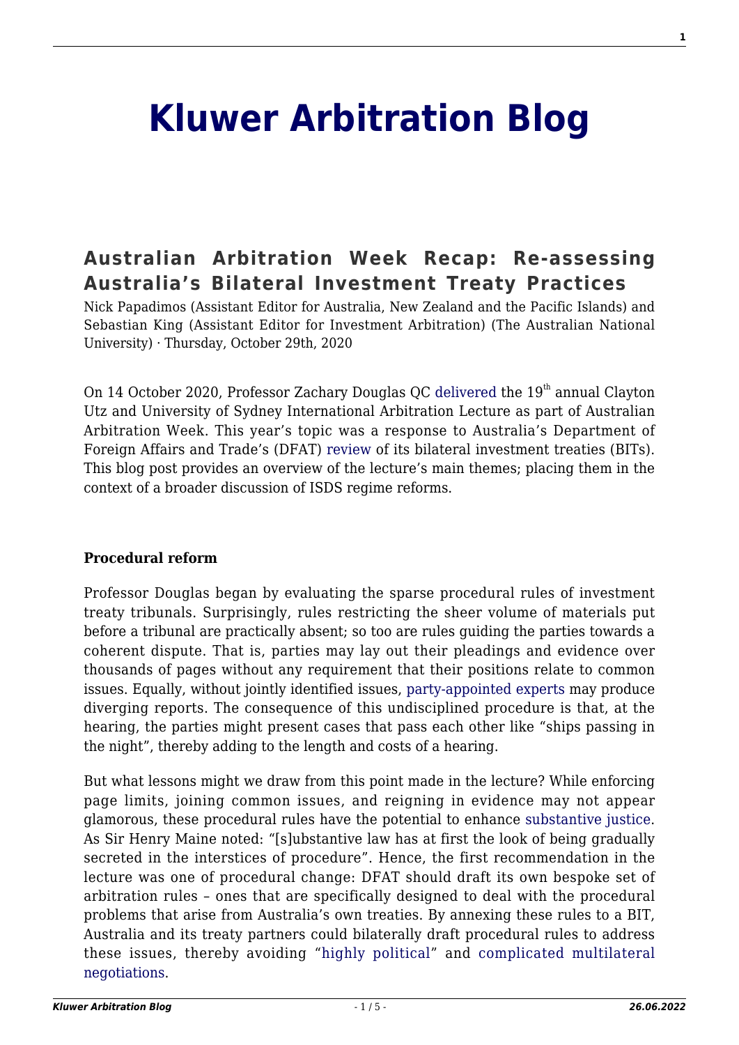# Kluwer Arbitration Blog

## Australian Arbitration Week Recap: Re-assessing Australia's Bilateral Investment Treaty Practices

Nick Papadimos (Assistant Editor for Australia, New Zealand and the Pacific Islands) and Sebastian King (Assistant Editor for Investment Arbitration) (The Australian National University) · Thursday, October 29th, 2020

On 14 October 2020, Professor Zachary Douglas QC delivered the 19th annual Clayton Utz and University of Sydney International Arbitration Lecture as part of Australian Arbitration Week. This year's topic was a response to Australia's Department of Foreign Affairs and Trade's (DFAT) review of its bilateral investment treaties (BITs). This blog post provides an overview of the lecture's main themes; placing them in the context of a broader discussion of ISDS regime reforms.

**Procedural reform**

Professor Douglas began by evaluating the sparse procedural rules of investment treaty tribunals. Surprisingly, rules restricting the sheer volume of materials put before a tribunal are practically absent; so too are rules guiding the parties towards a coherent dispute. That is, parties may lay out their pleadings and evidence over thousands of pages without any requirement that their positions relate to common issues. Equally, without jointly identified issues, party-appointed experts may produce diverging reports. The consequence of this undisciplined procedure is that, at the hearing, the parties might present cases that pass each other like "ships passing in the night", thereby adding to the length and costs of a hearing.

But what lessons might we draw from this point made in the lecture? While enforcing page limits, joining common issues, and reigning in evidence may not appear glamorous, these procedural rules have the potential to enhance substantive justice. As Sir Henry Maine noted: "[s]ubstantive law has at first the look of being gradually secreted in the interstices of procedure". Hence, the first recommendation in the lecture was one of procedural change: DFAT should draft its own bespoke set of arbitration rules – ones that are specifically designed to deal with the procedural problems that arise from Australia's own treaties. By annexing these rules to a BIT, Australia and its treaty partners could bilaterally draft procedural rules to address these issues, thereby avoiding "highly political" and complicated multilateral negotiations.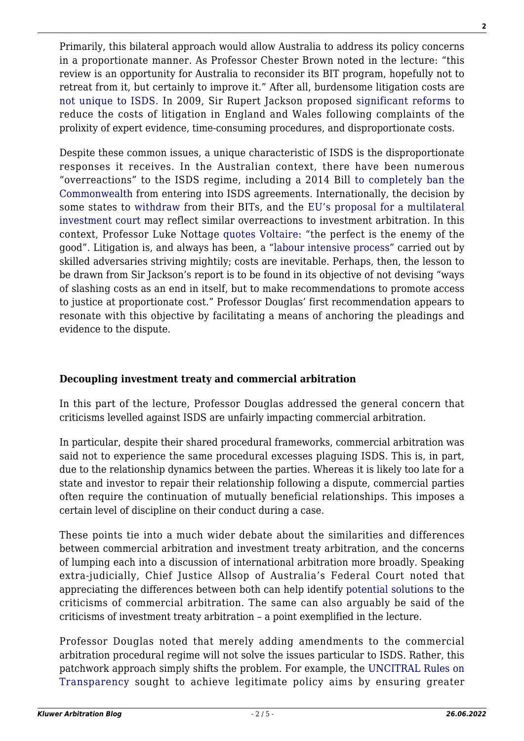Primarily, this bilateral approach would allow Australia to address its policy concerns in a proportionate manner. As Professor Chester Brown noted in the lecture: "this review is an opportunity for Australia to reconsider its BIT program, hopefully not to retreat from it, but certainly to improve it." After all, burdensome litigation costs are not unique to ISDS. In 2009, Sir Rupert Jackson proposed significant reforms to reduce the costs of litigation in England and Wales following complaints of the prolixity of expert evidence, time-consuming procedures, and disproportionate costs.

Despite these common issues, a unique characteristic of ISDS is the disproportionate responses it receives. In the Australian context, there have been numerous "overreactions" to the ISDS regime, including a 2014 Bill to completely ban the Commonwealth from entering into ISDS agreements. Internationally, the decision by some states to withdraw from their BITs, and the EU's proposal for a multilateral investment court may reflect similar overreactions to investment arbitration. In this context, Professor Luke Nottage quotes Voltaire: "the perfect is the enemy of the good". Litigation is, and always has been, a "labour intensive process" carried out by skilled adversaries striving mightily; costs are inevitable. Perhaps, then, the lesson to be drawn from Sir Jackson's report is to be found in its objective of not devising "ways of slashing costs as an end in itself, but to make recommendations to promote access to justice at proportionate cost." Professor Douglas' first recommendation appears to resonate with this objective by facilitating a means of anchoring the pleadings and evidence to the dispute.

### Decoupling investment treaty and commercial arbitration

In this part of the lecture, Professor Douglas addressed the general concern that criticisms levelled against ISDS are unfairly impacting commercial arbitration.

In particular, despite their shared procedural frameworks, commercial arbitration was said not to experience the same procedural excesses plaguing ISDS. This is, in part, due to the relationship dynamics between the parties. Whereas it is likely too late for a state and investor to repair their relationship following a dispute, commercial parties often require the continuation of mutually beneficial relationships. This imposes a certain level of discipline on their conduct during a case.

These points tie into a much wider debate about the similarities and differences between commercial arbitration and investment treaty arbitration, and the concerns of lumping each into a discussion of international arbitration more broadly. Speaking extra-judicially, Chief Justice Allsop of Australia's Federal Court noted that appreciating the differences between both can help identify potential solutions to the criticisms of commercial arbitration. The same can also arguably be said of the criticisms of investment treaty arbitration – a point exemplified in the lecture.

Professor Douglas noted that merely adding amendments to the commercial arbitration procedural regime will not solve the issues particular to ISDS. Rather, this patchwork approach simply shifts the problem. For example, the UNCITRAL Rules on Transparency sought to achieve legitimate policy aims by ensuring greater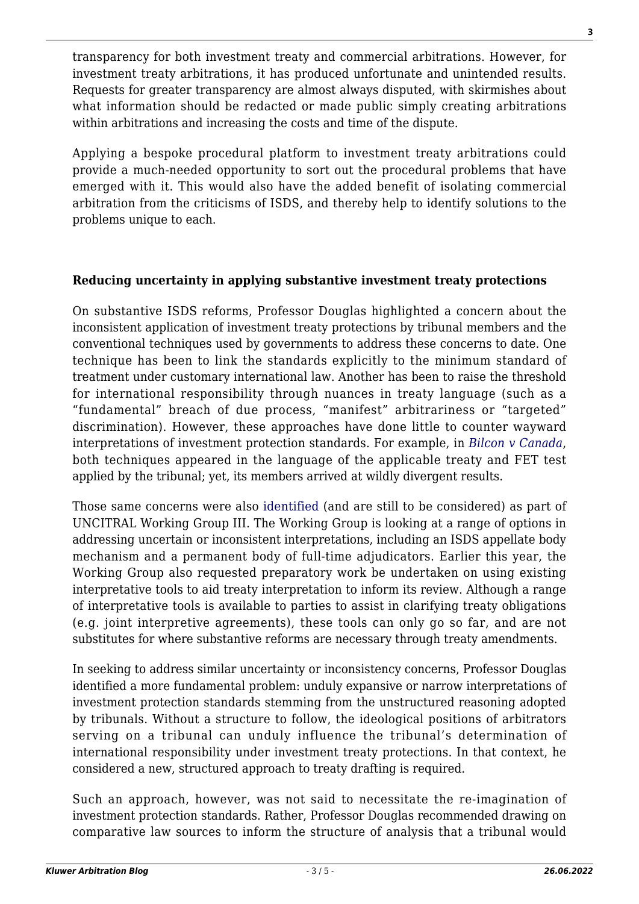transparency for both investment treaty and commercial arbitrations. However, for investment treaty arbitrations, it has produced unfortunate and unintended results. Requests for greater transparency are almost always disputed, with skirmishes about what information should be redacted or made public simply creating arbitrations within arbitrations and increasing the costs and time of the dispute.

Applying a bespoke procedural platform to investment treaty arbitrations could provide a much-needed opportunity to sort out the procedural problems that have emerged with it. This would also have the added benefit of isolating commercial arbitration from the criticisms of ISDS, and thereby help to identify solutions to the problems unique to each.

**Reducing uncertainty in applying substantive investment treaty protections**

On substantive ISDS reforms, Professor Douglas highlighted a concern about the inconsistent application of investment treaty protections by tribunal members and the conventional techniques used by governments to address these concerns to date. One technique has been to link the standards explicitly to the minimum standard of treatment under customary international law. Another has been to raise the threshold for international responsibility through nuances in treaty language (such as a "fundamental" breach of due process, "manifest" arbitrariness or "targeted" discrimination). However, these approaches have done little to counter wayward interpretations of investment protection standards. For example, in *Bilcon v Canada*, both techniques appeared in the language of the applicable treaty and FET test applied by the tribunal; yet, its members arrived at wildly divergent results.

Those same concerns were also identified (and are still to be considered) as part of UNCITRAL Working Group III. The Working Group is looking at a range of options in addressing uncertain or inconsistent interpretations, including an ISDS appellate body mechanism and a permanent body of full-time adjudicators. Earlier this year, the Working Group also requested preparatory work be undertaken on using existing interpretative tools to aid treaty interpretation to inform its review. Although a range of interpretative tools is available to parties to assist in clarifying treaty obligations (e.g. joint interpretive agreements), these tools can only go so far, and are not substitutes for where substantive reforms are necessary through treaty amendments.

In seeking to address similar uncertainty or inconsistency concerns, Professor Douglas identified a more fundamental problem: unduly expansive or narrow interpretations of investment protection standards stemming from the unstructured reasoning adopted by tribunals. Without a structure to follow, the ideological positions of arbitrators serving on a tribunal can unduly influence the tribunal's determination of international responsibility under investment treaty protections. In that context, he considered a new, structured approach to treaty drafting is required.

Such an approach, however, was not said to necessitate the re-imagination of investment protection standards. Rather, Professor Douglas recommended drawing on comparative law sources to inform the structure of analysis that a tribunal would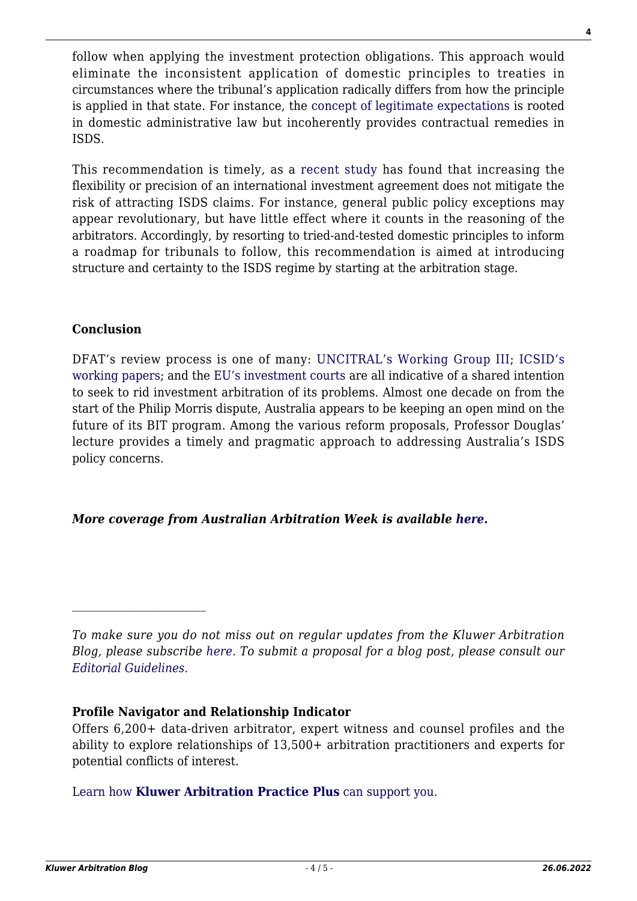follow when applying the investment protection obligations. This approach would eliminate the inconsistent application of domestic principles to treaties in circumstances where the tribunal's application radically differs from how the principle is applied in that state. For instance, the concept of legitimate expectations is rooted in domestic administrative law but incoherently provides contractual remedies in ISDS.

This recommendation is timely, as a recent study has found that increasing the flexibility or precision of an international investment agreement does not mitigate the risk of attracting ISDS claims. For instance, general public policy exceptions may appear revolutionary, but have little effect where it counts in the reasoning of the arbitrators. Accordingly, by resorting to tried-and-tested domestic principles to inform a roadmap for tribunals to follow, this recommendation is aimed at introducing structure and certainty to the ISDS regime by starting at the arbitration stage.

**Conclusion**

DFAT's review process is one of many: UNCITRAL's Working Group III; ICSID's working papers; and the EU's investment courts are all indicative of a shared intention to seek to rid investment arbitration of its problems. Almost one decade on from the start of the Philip Morris dispute, Australia appears to be keeping an open mind on the future of its BIT program. Among the various reform proposals, Professor Douglas' lecture provides a timely and pragmatic approach to addressing Australia's ISDS policy concerns.

***More coverage from Australian Arbitration Week is available here.***

---

*To make sure you do not miss out on regular updates from the Kluwer Arbitration Blog, please subscribe here. To submit a proposal for a blog post, please consult our Editorial Guidelines.*

**Profile Navigator and Relationship Indicator**

Offers 6,200+ data-driven arbitrator, expert witness and counsel profiles and the ability to explore relationships of 13,500+ arbitration practitioners and experts for potential conflicts of interest.

Learn how **Kluwer Arbitration Practice Plus** can support you.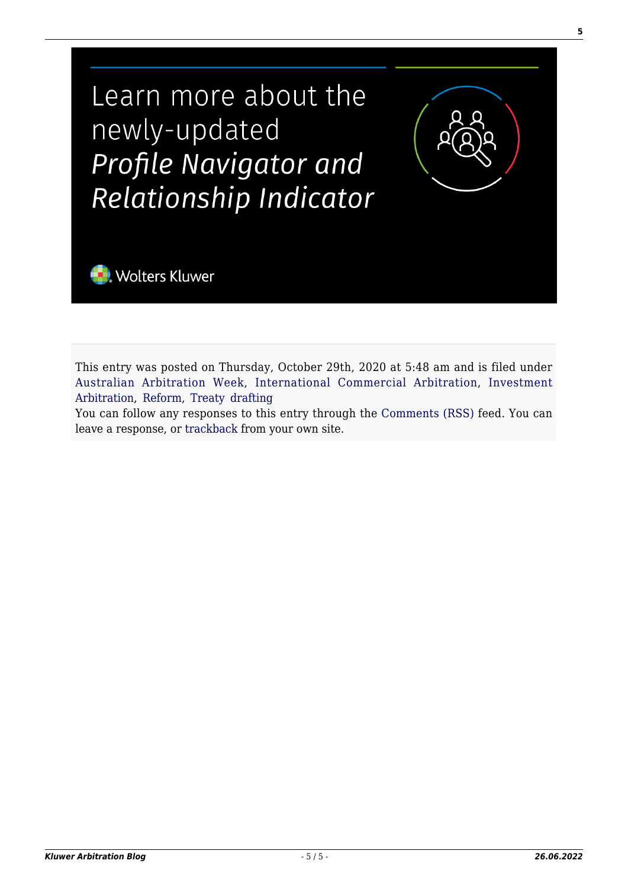Learn more about the newly-updated *Profile Navigator and Relationship Indicator*

Wolters Kluwer

This entry was posted on Thursday, October 29th, 2020 at 5:48 am and is filed under Australian Arbitration Week, International Commercial Arbitration, Investment Arbitration, Reform, Treaty drafting
You can follow any responses to this entry through the Comments (RSS) feed. You can leave a response, or trackback from your own site.